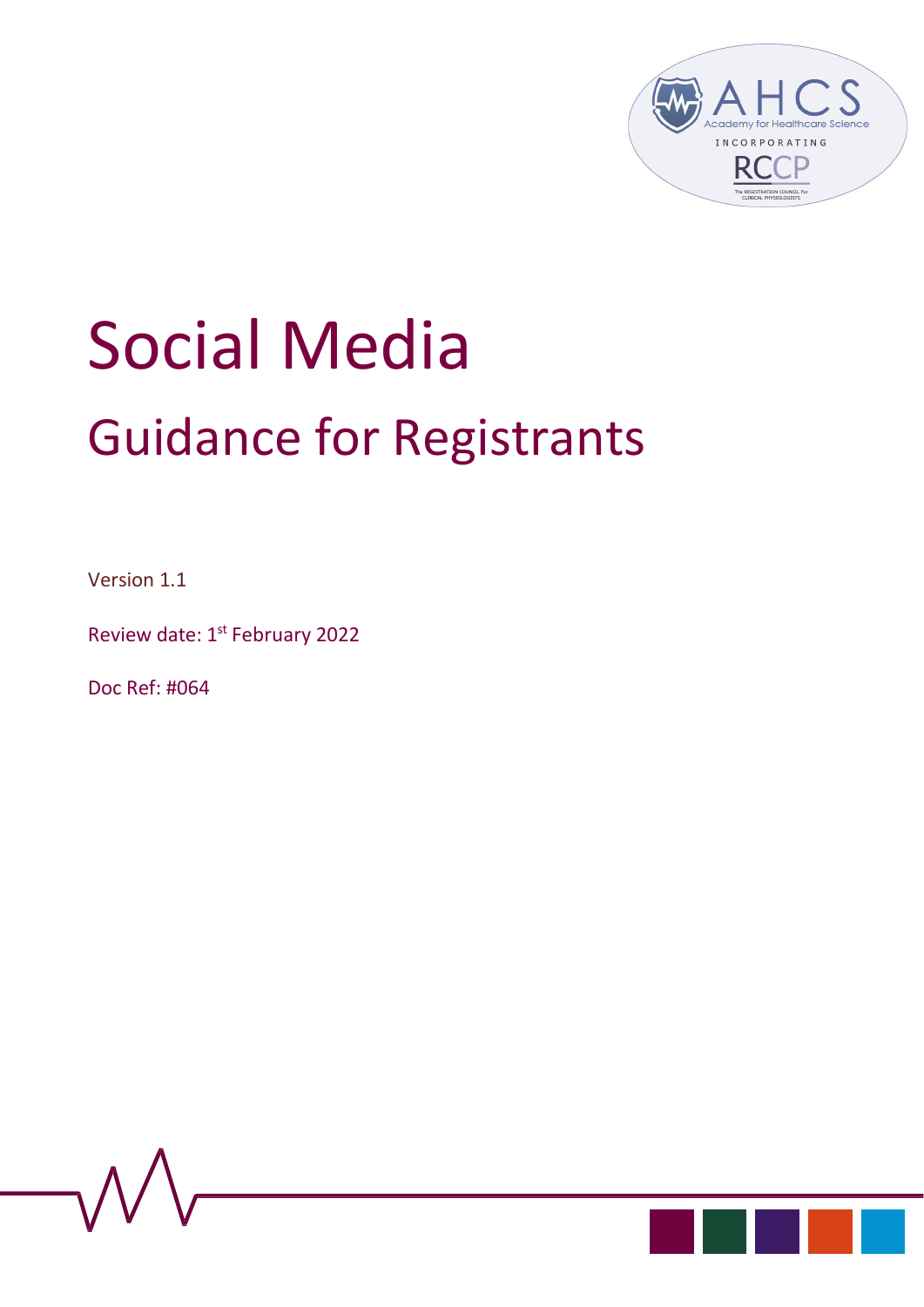# Social Media

## Guidance for Registrants

Version 1.1

Review date: 1st February 2022

Doc Ref: #064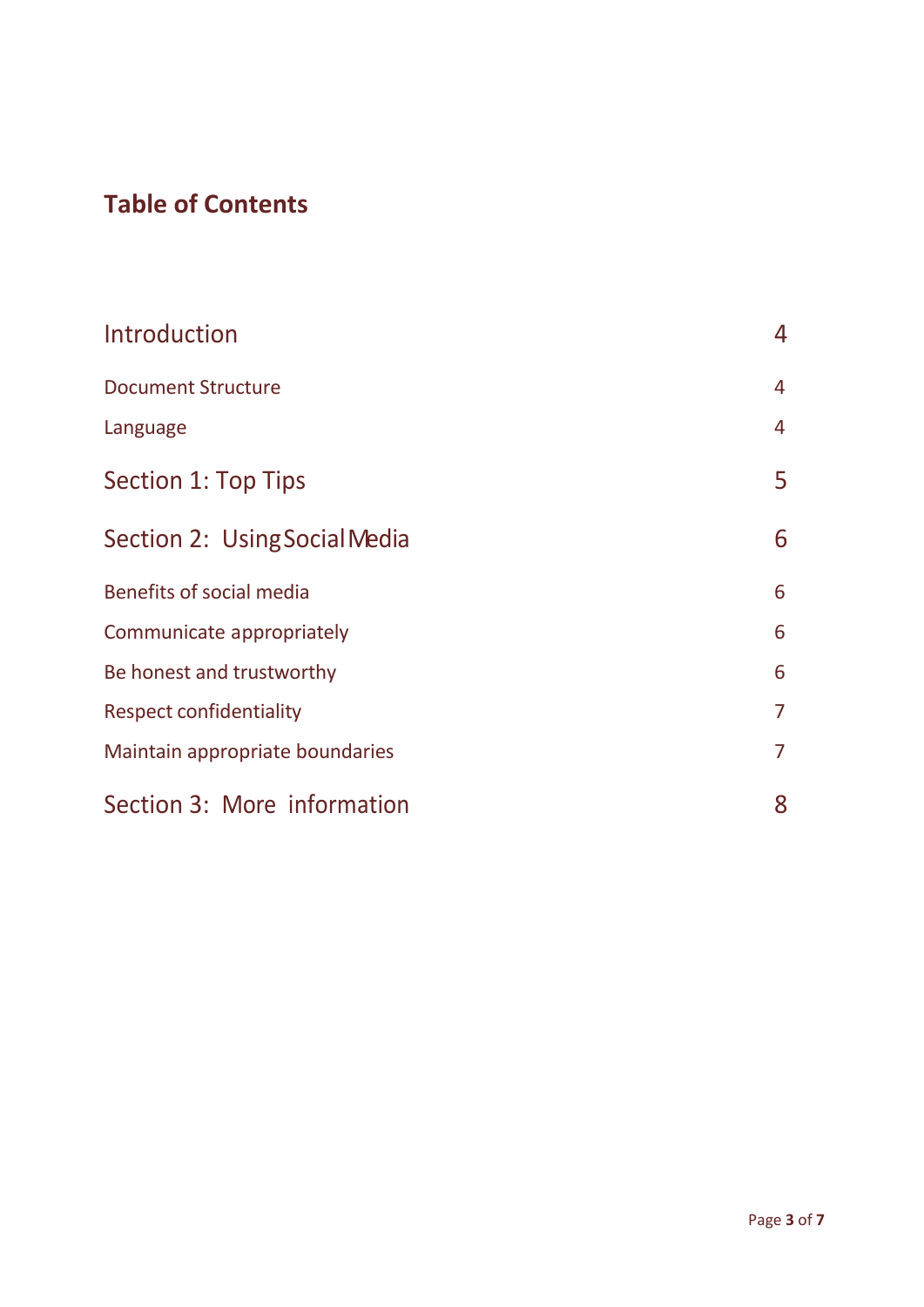## Table of Contents

| | |
|---|---|
| Introduction | 4 |
| Document Structure | 4 |
| Language | 4 |
| Section 1: Top Tips | 5 |
| Section 2: Using Social Media | 6 |
| Benefits of social media | 6 |
| Communicate appropriately | 6 |
| Be honest and trustworthy | 6 |
| Respect confidentiality | 7 |
| Maintain appropriate boundaries | 7 |
| Section 3: More information | 8 |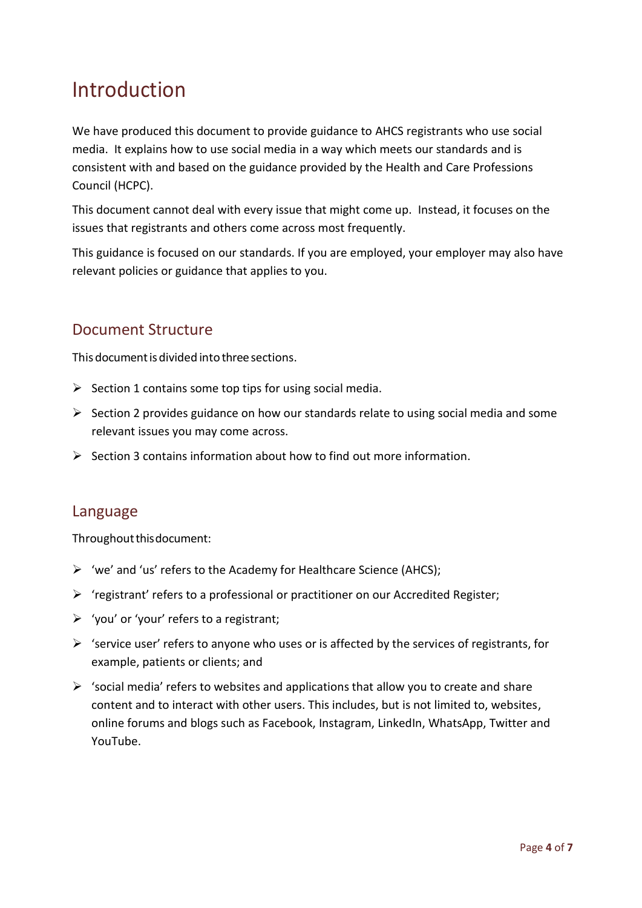# Introduction

We have produced this document to provide guidance to AHCS registrants who use social media. It explains how to use social media in a way which meets our standards and is consistent with and based on the guidance provided by the Health and Care Professions Council (HCPC).

This document cannot deal with every issue that might come up. Instead, it focuses on the issues that registrants and others come across most frequently.

This guidance is focused on our standards. If you are employed, your employer may also have relevant policies or guidance that applies to you.

## Document Structure

This document is divided into three sections.

- Section 1 contains some top tips for using social media.
- Section 2 provides guidance on how our standards relate to using social media and some relevant issues you may come across.
- Section 3 contains information about how to find out more information.

## Language

Throughout this document:

- 'we' and 'us' refers to the Academy for Healthcare Science (AHCS);
- 'registrant' refers to a professional or practitioner on our Accredited Register;
- 'you' or 'your' refers to a registrant;
- 'service user' refers to anyone who uses or is affected by the services of registrants, for example, patients or clients; and
- 'social media' refers to websites and applications that allow you to create and share content and to interact with other users. This includes, but is not limited to, websites, online forums and blogs such as Facebook, Instagram, LinkedIn, WhatsApp, Twitter and YouTube.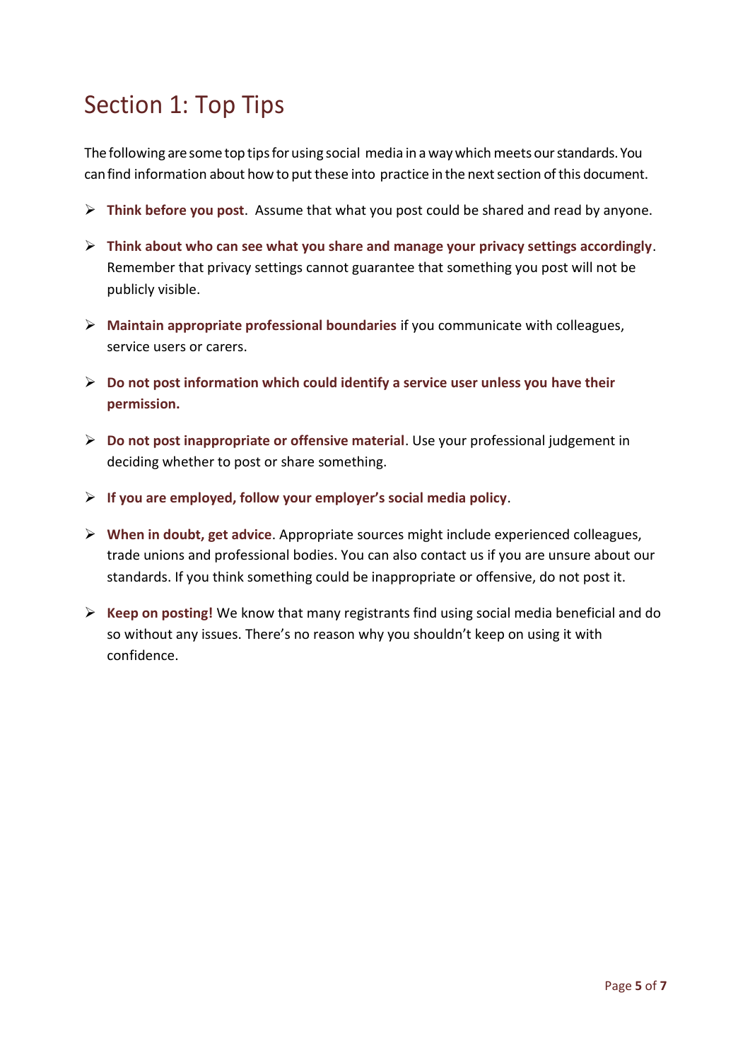# Section 1: Top Tips

The following are some top tips for using social media in a way which meets our standards. You can find information about how to put these into practice in the next section of this document.

- **Think before you post**. Assume that what you post could be shared and read by anyone.
- **Think about who can see what you share and manage your privacy settings accordingly**. Remember that privacy settings cannot guarantee that something you post will not be publicly visible.
- **Maintain appropriate professional boundaries** if you communicate with colleagues, service users or carers.
- **Do not post information which could identify a service user unless you have their permission.**
- **Do not post inappropriate or offensive material**. Use your professional judgement in deciding whether to post or share something.
- **If you are employed, follow your employer's social media policy**.
- **When in doubt, get advice**. Appropriate sources might include experienced colleagues, trade unions and professional bodies. You can also contact us if you are unsure about our standards. If you think something could be inappropriate or offensive, do not post it.
- **Keep on posting!** We know that many registrants find using social media beneficial and do so without any issues. There's no reason why you shouldn't keep on using it with confidence.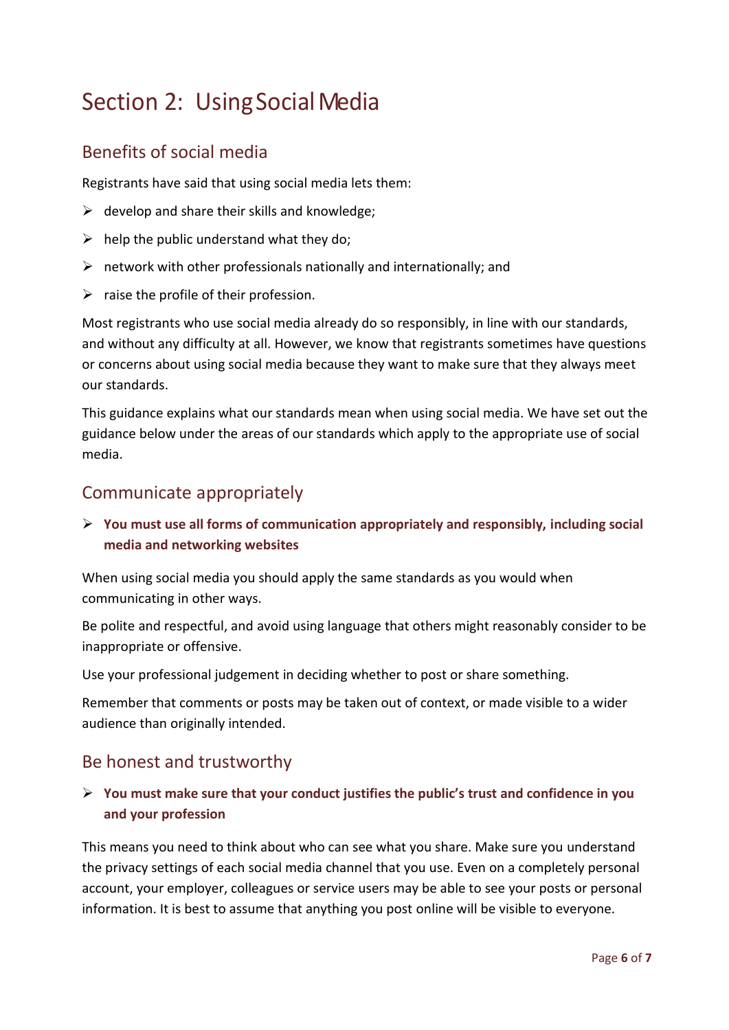# Section 2: Using Social Media

## Benefits of social media

Registrants have said that using social media lets them:

- develop and share their skills and knowledge;
- help the public understand what they do;
- network with other professionals nationally and internationally; and
- raise the profile of their profession.

Most registrants who use social media already do so responsibly, in line with our standards, and without any difficulty at all. However, we know that registrants sometimes have questions or concerns about using social media because they want to make sure that they always meet our standards.

This guidance explains what our standards mean when using social media. We have set out the guidance below under the areas of our standards which apply to the appropriate use of social media.

## Communicate appropriately

- **You must use all forms of communication appropriately and responsibly, including social media and networking websites**

When using social media you should apply the same standards as you would when communicating in other ways.

Be polite and respectful, and avoid using language that others might reasonably consider to be inappropriate or offensive.

Use your professional judgement in deciding whether to post or share something.

Remember that comments or posts may be taken out of context, or made visible to a wider audience than originally intended.

## Be honest and trustworthy

- **You must make sure that your conduct justifies the public's trust and confidence in you and your profession**

This means you need to think about who can see what you share. Make sure you understand the privacy settings of each social media channel that you use. Even on a completely personal account, your employer, colleagues or service users may be able to see your posts or personal information. It is best to assume that anything you post online will be visible to everyone.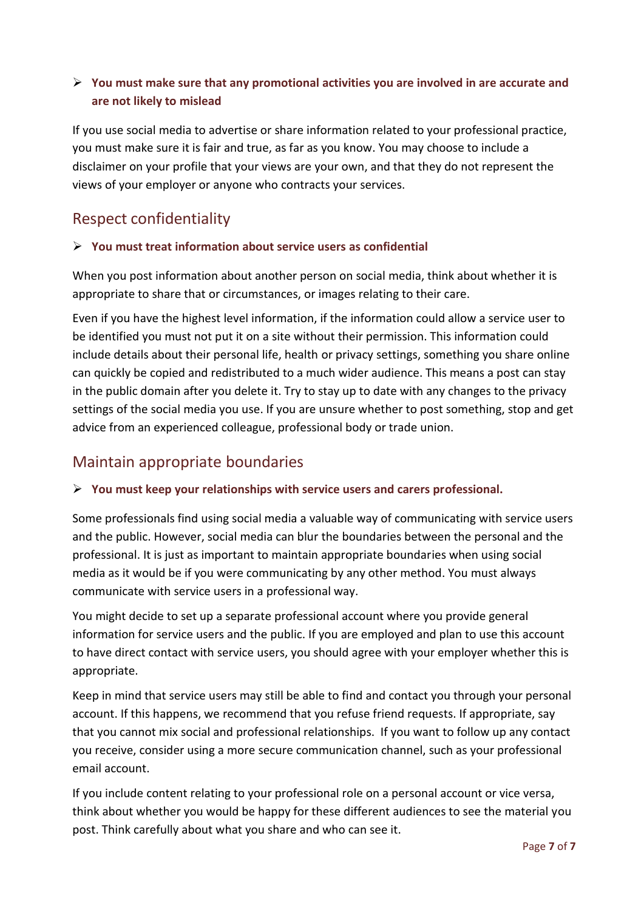- **You must make sure that any promotional activities you are involved in are accurate and are not likely to mislead**

If you use social media to advertise or share information related to your professional practice, you must make sure it is fair and true, as far as you know. You may choose to include a disclaimer on your profile that your views are your own, and that they do not represent the views of your employer or anyone who contracts your services.

## Respect confidentiality

- **You must treat information about service users as confidential**

When you post information about another person on social media, think about whether it is appropriate to share that or circumstances, or images relating to their care.

Even if you have the highest level information, if the information could allow a service user to be identified you must not put it on a site without their permission. This information could include details about their personal life, health or privacy settings, something you share online can quickly be copied and redistributed to a much wider audience. This means a post can stay in the public domain after you delete it. Try to stay up to date with any changes to the privacy settings of the social media you use. If you are unsure whether to post something, stop and get advice from an experienced colleague, professional body or trade union.

## Maintain appropriate boundaries

- **You must keep your relationships with service users and carers professional.**

Some professionals find using social media a valuable way of communicating with service users and the public. However, social media can blur the boundaries between the personal and the professional. It is just as important to maintain appropriate boundaries when using social media as it would be if you were communicating by any other method. You must always communicate with service users in a professional way.

You might decide to set up a separate professional account where you provide general information for service users and the public. If you are employed and plan to use this account to have direct contact with service users, you should agree with your employer whether this is appropriate.

Keep in mind that service users may still be able to find and contact you through your personal account. If this happens, we recommend that you refuse friend requests. If appropriate, say that you cannot mix social and professional relationships. If you want to follow up any contact you receive, consider using a more secure communication channel, such as your professional email account.

If you include content relating to your professional role on a personal account or vice versa, think about whether you would be happy for these different audiences to see the material you post. Think carefully about what you share and who can see it.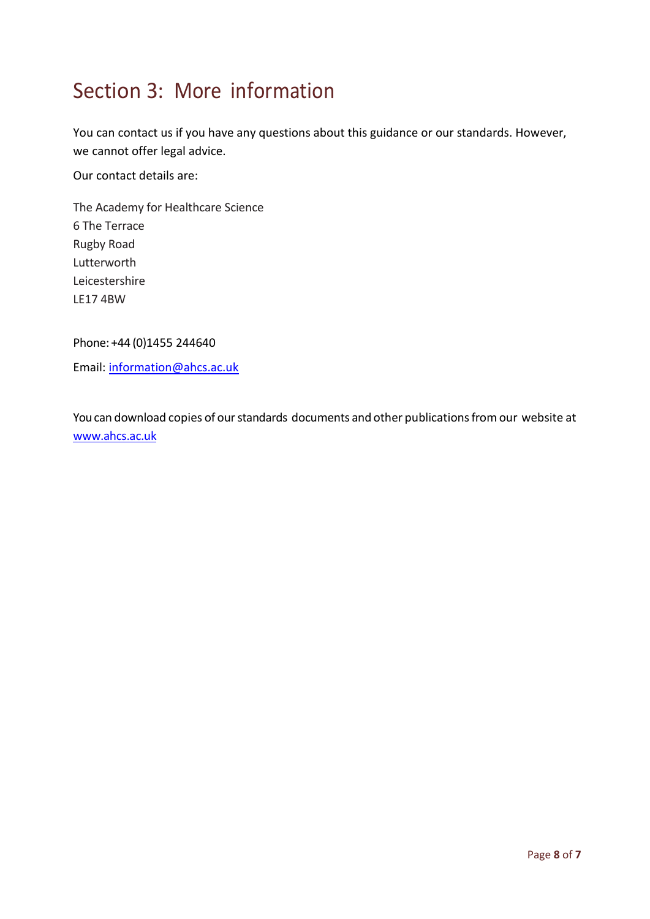# Section 3: More information

You can contact us if you have any questions about this guidance or our standards. However, we cannot offer legal advice.

Our contact details are:

The Academy for Healthcare Science
6 The Terrace
Rugby Road
Lutterworth
Leicestershire
LE17 4BW

Phone: +44 (0)1455 244640

Email: information@ahcs.ac.uk

You can download copies of our standards documents and other publications from our website at www.ahcs.ac.uk